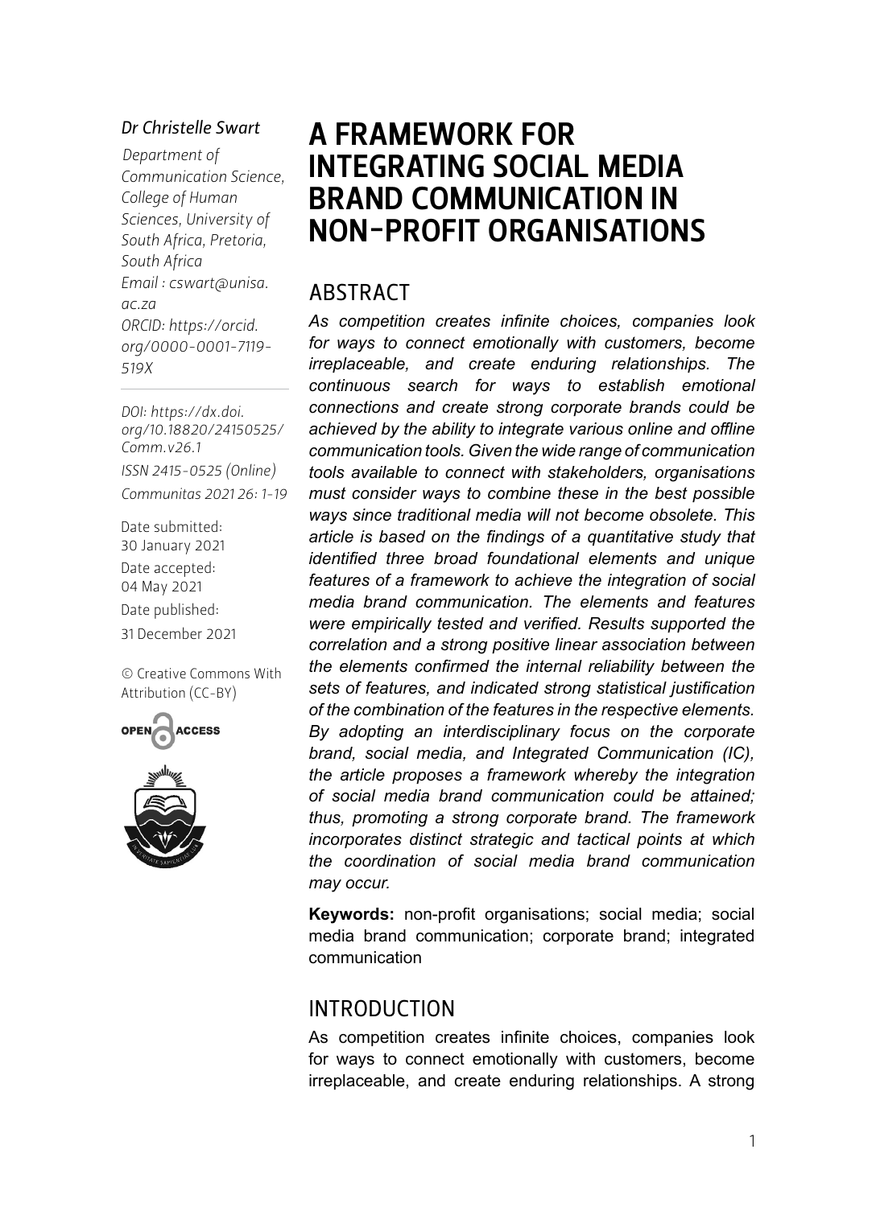*Dr Christelle Swart*

*Department of Communication Science, College of Human Sciences, University of South Africa, Pretoria, South Africa*
*Email : cswart@unisa.ac.za*
*ORCID: https://orcid.org/0000-0001-7119-519X*

*DOI: https://dx.doi.org/10.18820/24150525/Comm.v26.1*
*ISSN 2415-0525 (Online)*
*Communitas 2021 26: 1-19*

Date submitted: 30 January 2021
Date accepted: 04 May 2021
Date published: 31 December 2021

© Creative Commons With Attribution (CC-BY)

# A FRAMEWORK FOR INTEGRATING SOCIAL MEDIA BRAND COMMUNICATION IN NON-PROFIT ORGANISATIONS

## ABSTRACT

*As competition creates infinite choices, companies look for ways to connect emotionally with customers, become irreplaceable, and create enduring relationships. The continuous search for ways to establish emotional connections and create strong corporate brands could be achieved by the ability to integrate various online and offline communication tools. Given the wide range of communication tools available to connect with stakeholders, organisations must consider ways to combine these in the best possible ways since traditional media will not become obsolete. This article is based on the findings of a quantitative study that identified three broad foundational elements and unique features of a framework to achieve the integration of social media brand communication. The elements and features were empirically tested and verified. Results supported the correlation and a strong positive linear association between the elements confirmed the internal reliability between the sets of features, and indicated strong statistical justification of the combination of the features in the respective elements. By adopting an interdisciplinary focus on the corporate brand, social media, and Integrated Communication (IC), the article proposes a framework whereby the integration of social media brand communication could be attained; thus, promoting a strong corporate brand. The framework incorporates distinct strategic and tactical points at which the coordination of social media brand communication may occur.*

**Keywords:** non-profit organisations; social media; social media brand communication; corporate brand; integrated communication

## INTRODUCTION

As competition creates infinite choices, companies look for ways to connect emotionally with customers, become irreplaceable, and create enduring relationships. A strong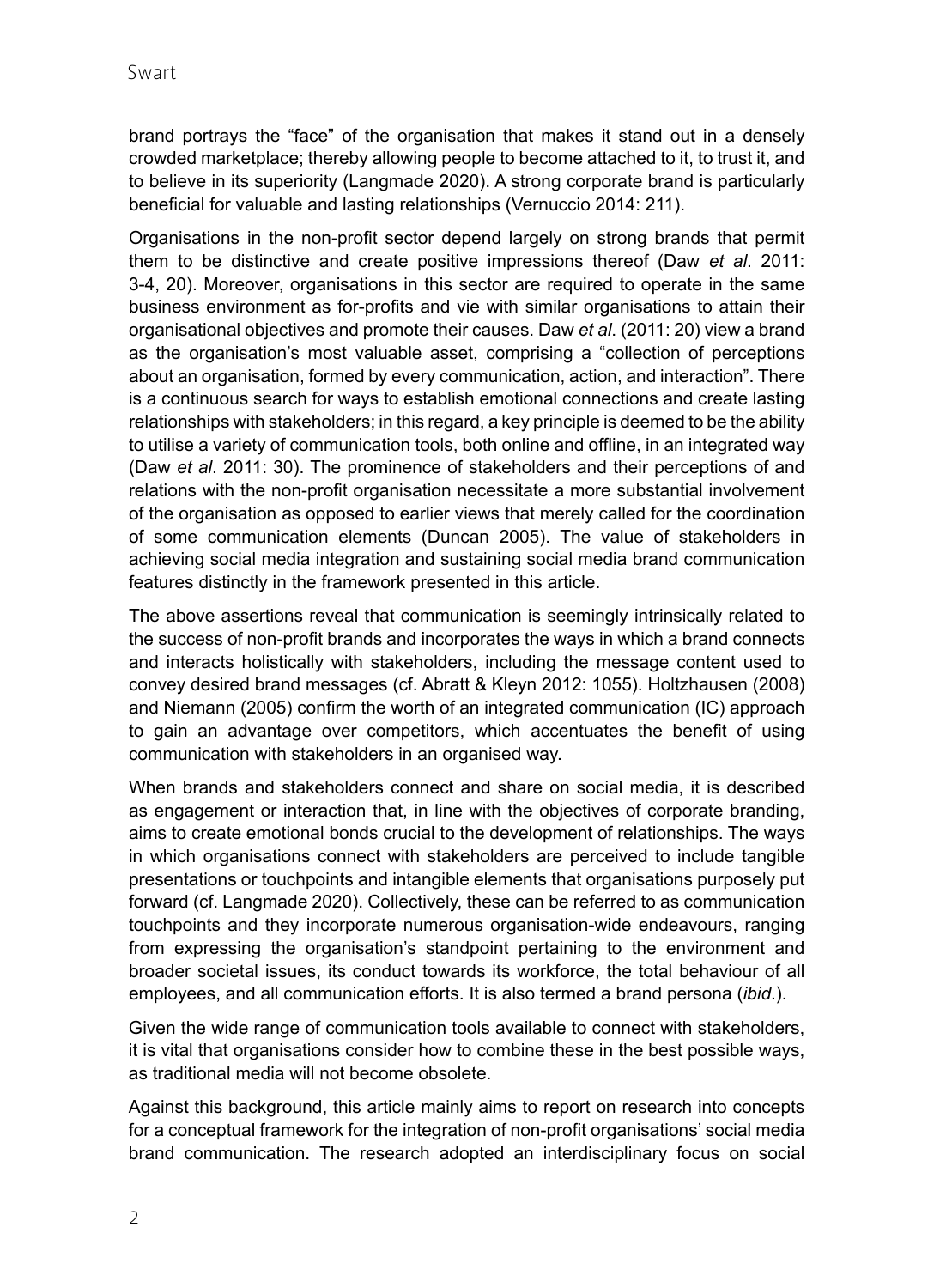brand portrays the "face" of the organisation that makes it stand out in a densely crowded marketplace; thereby allowing people to become attached to it, to trust it, and to believe in its superiority (Langmade 2020). A strong corporate brand is particularly beneficial for valuable and lasting relationships (Vernuccio 2014: 211).

Organisations in the non-profit sector depend largely on strong brands that permit them to be distinctive and create positive impressions thereof (Daw *et al*. 2011: 3-4, 20). Moreover, organisations in this sector are required to operate in the same business environment as for-profits and vie with similar organisations to attain their organisational objectives and promote their causes. Daw *et al*. (2011: 20) view a brand as the organisation's most valuable asset, comprising a "collection of perceptions about an organisation, formed by every communication, action, and interaction". There is a continuous search for ways to establish emotional connections and create lasting relationships with stakeholders; in this regard, a key principle is deemed to be the ability to utilise a variety of communication tools, both online and offline, in an integrated way (Daw *et al*. 2011: 30). The prominence of stakeholders and their perceptions of and relations with the non-profit organisation necessitate a more substantial involvement of the organisation as opposed to earlier views that merely called for the coordination of some communication elements (Duncan 2005). The value of stakeholders in achieving social media integration and sustaining social media brand communication features distinctly in the framework presented in this article.

The above assertions reveal that communication is seemingly intrinsically related to the success of non-profit brands and incorporates the ways in which a brand connects and interacts holistically with stakeholders, including the message content used to convey desired brand messages (cf. Abratt & Kleyn 2012: 1055). Holtzhausen (2008) and Niemann (2005) confirm the worth of an integrated communication (IC) approach to gain an advantage over competitors, which accentuates the benefit of using communication with stakeholders in an organised way.

When brands and stakeholders connect and share on social media, it is described as engagement or interaction that, in line with the objectives of corporate branding, aims to create emotional bonds crucial to the development of relationships. The ways in which organisations connect with stakeholders are perceived to include tangible presentations or touchpoints and intangible elements that organisations purposely put forward (cf. Langmade 2020). Collectively, these can be referred to as communication touchpoints and they incorporate numerous organisation-wide endeavours, ranging from expressing the organisation's standpoint pertaining to the environment and broader societal issues, its conduct towards its workforce, the total behaviour of all employees, and all communication efforts. It is also termed a brand persona (*ibid*.).

Given the wide range of communication tools available to connect with stakeholders, it is vital that organisations consider how to combine these in the best possible ways, as traditional media will not become obsolete.

Against this background, this article mainly aims to report on research into concepts for a conceptual framework for the integration of non-profit organisations' social media brand communication. The research adopted an interdisciplinary focus on social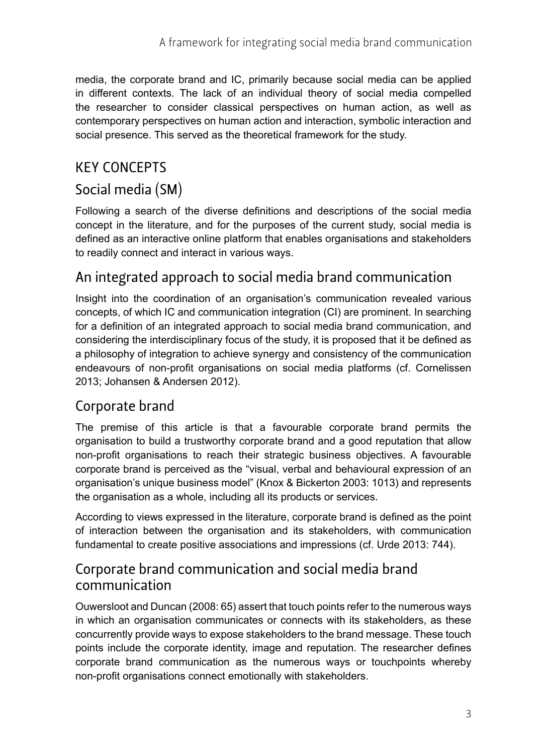media, the corporate brand and IC, primarily because social media can be applied in different contexts. The lack of an individual theory of social media compelled the researcher to consider classical perspectives on human action, as well as contemporary perspectives on human action and interaction, symbolic interaction and social presence. This served as the theoretical framework for the study.

## KEY CONCEPTS

### Social media (SM)

Following a search of the diverse definitions and descriptions of the social media concept in the literature, and for the purposes of the current study, social media is defined as an interactive online platform that enables organisations and stakeholders to readily connect and interact in various ways.

### An integrated approach to social media brand communication

Insight into the coordination of an organisation's communication revealed various concepts, of which IC and communication integration (CI) are prominent. In searching for a definition of an integrated approach to social media brand communication, and considering the interdisciplinary focus of the study, it is proposed that it be defined as a philosophy of integration to achieve synergy and consistency of the communication endeavours of non-profit organisations on social media platforms (cf. Cornelissen 2013; Johansen & Andersen 2012).

### Corporate brand

The premise of this article is that a favourable corporate brand permits the organisation to build a trustworthy corporate brand and a good reputation that allow non-profit organisations to reach their strategic business objectives. A favourable corporate brand is perceived as the "visual, verbal and behavioural expression of an organisation's unique business model" (Knox & Bickerton 2003: 1013) and represents the organisation as a whole, including all its products or services.

According to views expressed in the literature, corporate brand is defined as the point of interaction between the organisation and its stakeholders, with communication fundamental to create positive associations and impressions (cf. Urde 2013: 744).

### Corporate brand communication and social media brand communication

Ouwersloot and Duncan (2008: 65) assert that touch points refer to the numerous ways in which an organisation communicates or connects with its stakeholders, as these concurrently provide ways to expose stakeholders to the brand message. These touch points include the corporate identity, image and reputation. The researcher defines corporate brand communication as the numerous ways or touchpoints whereby non-profit organisations connect emotionally with stakeholders.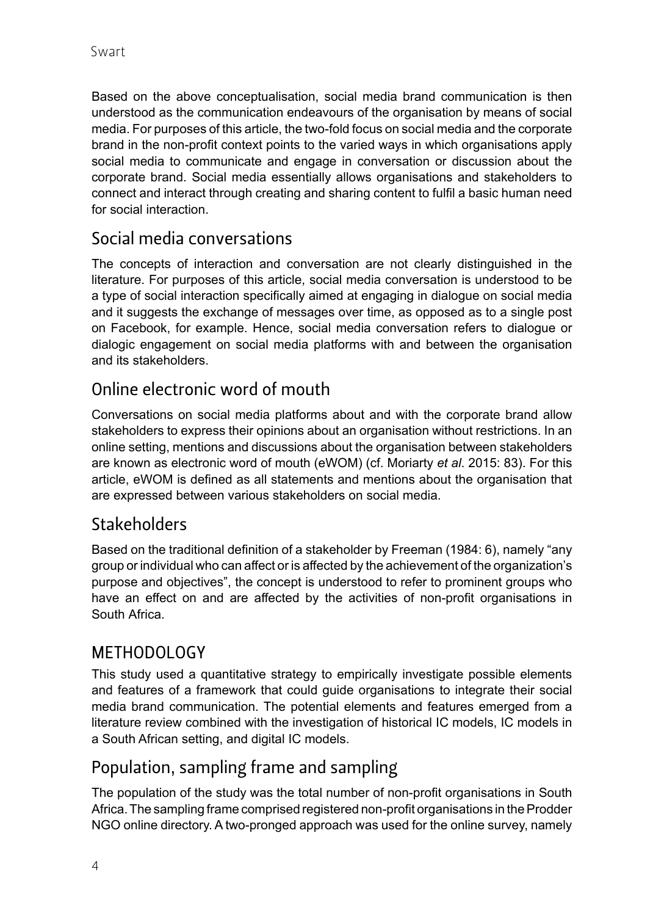Based on the above conceptualisation, social media brand communication is then understood as the communication endeavours of the organisation by means of social media. For purposes of this article, the two-fold focus on social media and the corporate brand in the non-profit context points to the varied ways in which organisations apply social media to communicate and engage in conversation or discussion about the corporate brand. Social media essentially allows organisations and stakeholders to connect and interact through creating and sharing content to fulfil a basic human need for social interaction.

### Social media conversations

The concepts of interaction and conversation are not clearly distinguished in the literature. For purposes of this article, social media conversation is understood to be a type of social interaction specifically aimed at engaging in dialogue on social media and it suggests the exchange of messages over time, as opposed as to a single post on Facebook, for example. Hence, social media conversation refers to dialogue or dialogic engagement on social media platforms with and between the organisation and its stakeholders.

### Online electronic word of mouth

Conversations on social media platforms about and with the corporate brand allow stakeholders to express their opinions about an organisation without restrictions. In an online setting, mentions and discussions about the organisation between stakeholders are known as electronic word of mouth (eWOM) (cf. Moriarty *et al*. 2015: 83). For this article, eWOM is defined as all statements and mentions about the organisation that are expressed between various stakeholders on social media.

### Stakeholders

Based on the traditional definition of a stakeholder by Freeman (1984: 6), namely "any group or individual who can affect or is affected by the achievement of the organization's purpose and objectives", the concept is understood to refer to prominent groups who have an effect on and are affected by the activities of non-profit organisations in South Africa.

## METHODOLOGY

This study used a quantitative strategy to empirically investigate possible elements and features of a framework that could guide organisations to integrate their social media brand communication. The potential elements and features emerged from a literature review combined with the investigation of historical IC models, IC models in a South African setting, and digital IC models.

### Population, sampling frame and sampling

The population of the study was the total number of non-profit organisations in South Africa. The sampling frame comprised registered non-profit organisations in the Prodder NGO online directory. A two-pronged approach was used for the online survey, namely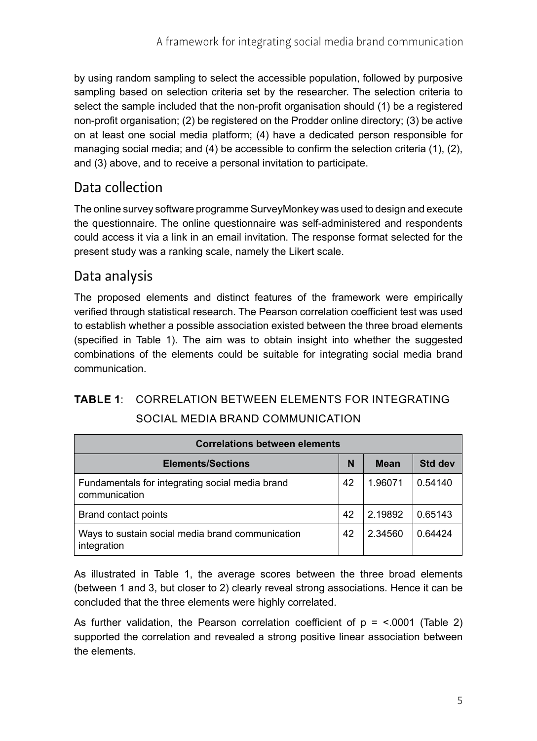by using random sampling to select the accessible population, followed by purposive sampling based on selection criteria set by the researcher. The selection criteria to select the sample included that the non-profit organisation should (1) be a registered non-profit organisation; (2) be registered on the Prodder online directory; (3) be active on at least one social media platform; (4) have a dedicated person responsible for managing social media; and (4) be accessible to confirm the selection criteria (1), (2), and (3) above, and to receive a personal invitation to participate.

## Data collection

The online survey software programme SurveyMonkey was used to design and execute the questionnaire. The online questionnaire was self-administered and respondents could access it via a link in an email invitation. The response format selected for the present study was a ranking scale, namely the Likert scale.

## Data analysis

The proposed elements and distinct features of the framework were empirically verified through statistical research. The Pearson correlation coefficient test was used to establish whether a possible association existed between the three broad elements (specified in Table 1). The aim was to obtain insight into whether the suggested combinations of the elements could be suitable for integrating social media brand communication.

**TABLE 1**: CORRELATION BETWEEN ELEMENTS FOR INTEGRATING SOCIAL MEDIA BRAND COMMUNICATION

| Correlations between elements | | | |
|---|---|---|---|
| **Elements/Sections** | **N** | **Mean** | **Std dev** |
| Fundamentals for integrating social media brand communication | 42 | 1.96071 | 0.54140 |
| Brand contact points | 42 | 2.19892 | 0.65143 |
| Ways to sustain social media brand communication integration | 42 | 2.34560 | 0.64424 |

As illustrated in Table 1, the average scores between the three broad elements (between 1 and 3, but closer to 2) clearly reveal strong associations. Hence it can be concluded that the three elements were highly correlated.

As further validation, the Pearson correlation coefficient of $p = <.0001$ (Table 2) supported the correlation and revealed a strong positive linear association between the elements.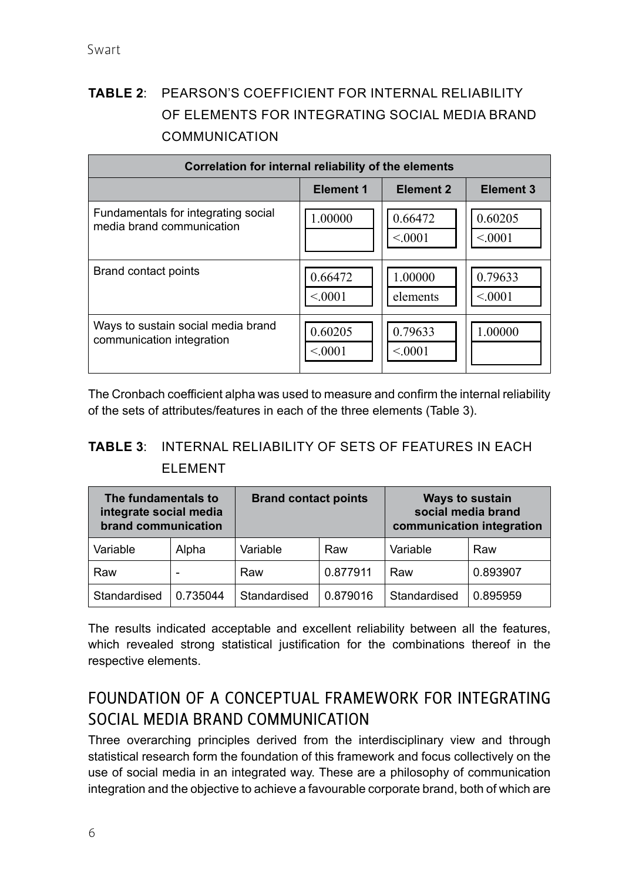**TABLE 2**: PEARSON'S COEFFICIENT FOR INTERNAL RELIABILITY OF ELEMENTS FOR INTEGRATING SOCIAL MEDIA BRAND COMMUNICATION

| Correlation for internal reliability of the elements | | | |
|---|---|---|---|
| | **Element 1** | **Element 2** | **Element 3** |
| Fundamentals for integrating social media brand communication | 1.00000 | 0.66472<br><.0001 | 0.60205<br><.0001 |
| Brand contact points | 0.66472<br><.0001 | 1.00000<br>elements | 0.79633<br><.0001 |
| Ways to sustain social media brand communication integration | 0.60205<br><.0001 | 0.79633<br><.0001 | 1.00000 |

The Cronbach coefficient alpha was used to measure and confirm the internal reliability of the sets of attributes/features in each of the three elements (Table 3).

**TABLE 3**: INTERNAL RELIABILITY OF SETS OF FEATURES IN EACH ELEMENT

| **The fundamentals to integrate social media brand communication** | | **Brand contact points** | | **Ways to sustain social media brand communication integration** | |
|---|---|---|---|---|---|
| Variable | Alpha | Variable | Raw | Variable | Raw |
| Raw | - | Raw | 0.877911 | Raw | 0.893907 |
| Standardised | 0.735044 | Standardised | 0.879016 | Standardised | 0.895959 |

The results indicated acceptable and excellent reliability between all the features, which revealed strong statistical justification for the combinations thereof in the respective elements.

## FOUNDATION OF A CONCEPTUAL FRAMEWORK FOR INTEGRATING SOCIAL MEDIA BRAND COMMUNICATION

Three overarching principles derived from the interdisciplinary view and through statistical research form the foundation of this framework and focus collectively on the use of social media in an integrated way. These are a philosophy of communication integration and the objective to achieve a favourable corporate brand, both of which are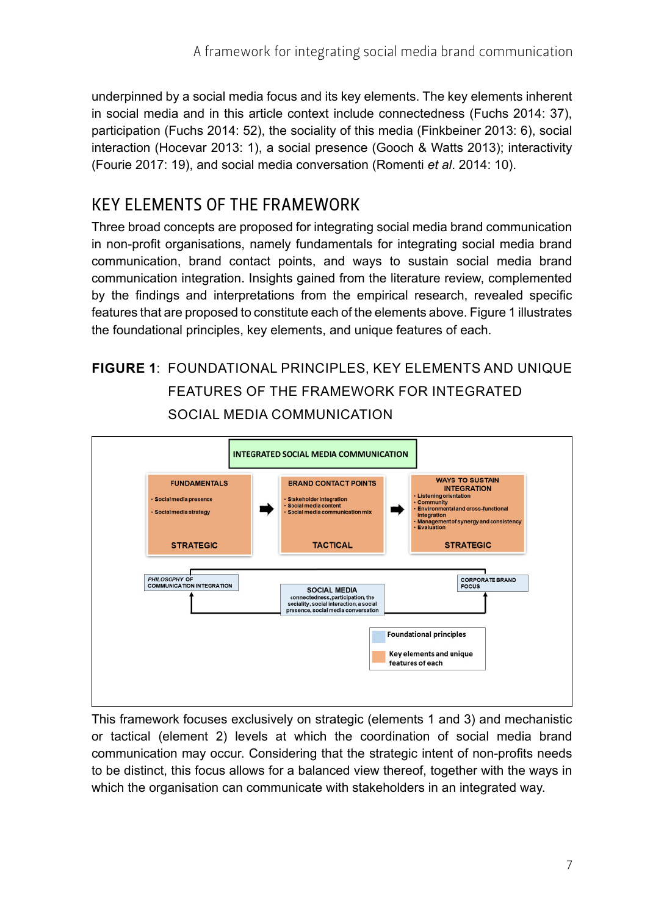underpinned by a social media focus and its key elements. The key elements inherent in social media and in this article context include connectedness (Fuchs 2014: 37), participation (Fuchs 2014: 52), the sociality of this media (Finkbeiner 2013: 6), social interaction (Hocevar 2013: 1), a social presence (Gooch & Watts 2013); interactivity (Fourie 2017: 19), and social media conversation (Romenti *et al*. 2014: 10).

## KEY ELEMENTS OF THE FRAMEWORK

Three broad concepts are proposed for integrating social media brand communication in non-profit organisations, namely fundamentals for integrating social media brand communication, brand contact points, and ways to sustain social media brand communication integration. Insights gained from the literature review, complemented by the findings and interpretations from the empirical research, revealed specific features that are proposed to constitute each of the elements above. Figure 1 illustrates the foundational principles, key elements, and unique features of each.

**FIGURE 1**: FOUNDATIONAL PRINCIPLES, KEY ELEMENTS AND UNIQUE FEATURES OF THE FRAMEWORK FOR INTEGRATED SOCIAL MEDIA COMMUNICATION

INTEGRATED SOCIAL MEDIA COMMUNICATION

FUNDAMENTALS
- Social media presence
- Social media strategy

STRATEGIC

BRAND CONTACT POINTS
- Stakeholder integration
- Social media content
- Social media communication mix

TACTICAL

WAYS TO SUSTAIN INTEGRATION
- Listening orientation
- Community
- Environmental and cross-functional integration
- Management of synergy and consistency
- Evaluation

STRATEGIC

*PHILOSOPHY OF* COMMUNICATION INTEGRATION

SOCIAL MEDIA
connectedness, participation, the sociality, social interaction, a social presence, social media conversation

CORPORATE BRAND FOCUS

Foundational principles

Key elements and unique features of each

This framework focuses exclusively on strategic (elements 1 and 3) and mechanistic or tactical (element 2) levels at which the coordination of social media brand communication may occur. Considering that the strategic intent of non-profits needs to be distinct, this focus allows for a balanced view thereof, together with the ways in which the organisation can communicate with stakeholders in an integrated way.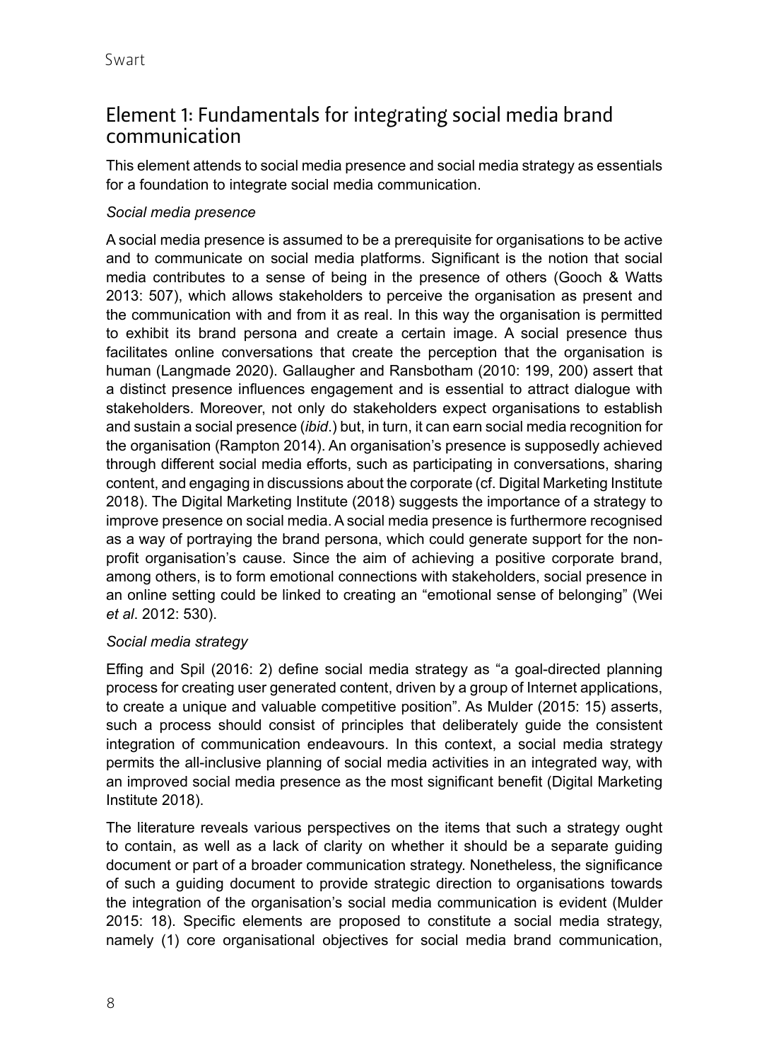## Element 1: Fundamentals for integrating social media brand communication

This element attends to social media presence and social media strategy as essentials for a foundation to integrate social media communication.

*Social media presence*

A social media presence is assumed to be a prerequisite for organisations to be active and to communicate on social media platforms. Significant is the notion that social media contributes to a sense of being in the presence of others (Gooch & Watts 2013: 507), which allows stakeholders to perceive the organisation as present and the communication with and from it as real. In this way the organisation is permitted to exhibit its brand persona and create a certain image. A social presence thus facilitates online conversations that create the perception that the organisation is human (Langmade 2020). Gallaugher and Ransbotham (2010: 199, 200) assert that a distinct presence influences engagement and is essential to attract dialogue with stakeholders. Moreover, not only do stakeholders expect organisations to establish and sustain a social presence (*ibid*.) but, in turn, it can earn social media recognition for the organisation (Rampton 2014). An organisation's presence is supposedly achieved through different social media efforts, such as participating in conversations, sharing content, and engaging in discussions about the corporate (cf. Digital Marketing Institute 2018). The Digital Marketing Institute (2018) suggests the importance of a strategy to improve presence on social media. A social media presence is furthermore recognised as a way of portraying the brand persona, which could generate support for the non-profit organisation's cause. Since the aim of achieving a positive corporate brand, among others, is to form emotional connections with stakeholders, social presence in an online setting could be linked to creating an "emotional sense of belonging" (Wei *et al*. 2012: 530).

*Social media strategy*

Effing and Spil (2016: 2) define social media strategy as "a goal-directed planning process for creating user generated content, driven by a group of Internet applications, to create a unique and valuable competitive position". As Mulder (2015: 15) asserts, such a process should consist of principles that deliberately guide the consistent integration of communication endeavours. In this context, a social media strategy permits the all-inclusive planning of social media activities in an integrated way, with an improved social media presence as the most significant benefit (Digital Marketing Institute 2018).

The literature reveals various perspectives on the items that such a strategy ought to contain, as well as a lack of clarity on whether it should be a separate guiding document or part of a broader communication strategy. Nonetheless, the significance of such a guiding document to provide strategic direction to organisations towards the integration of the organisation's social media communication is evident (Mulder 2015: 18). Specific elements are proposed to constitute a social media strategy, namely (1) core organisational objectives for social media brand communication,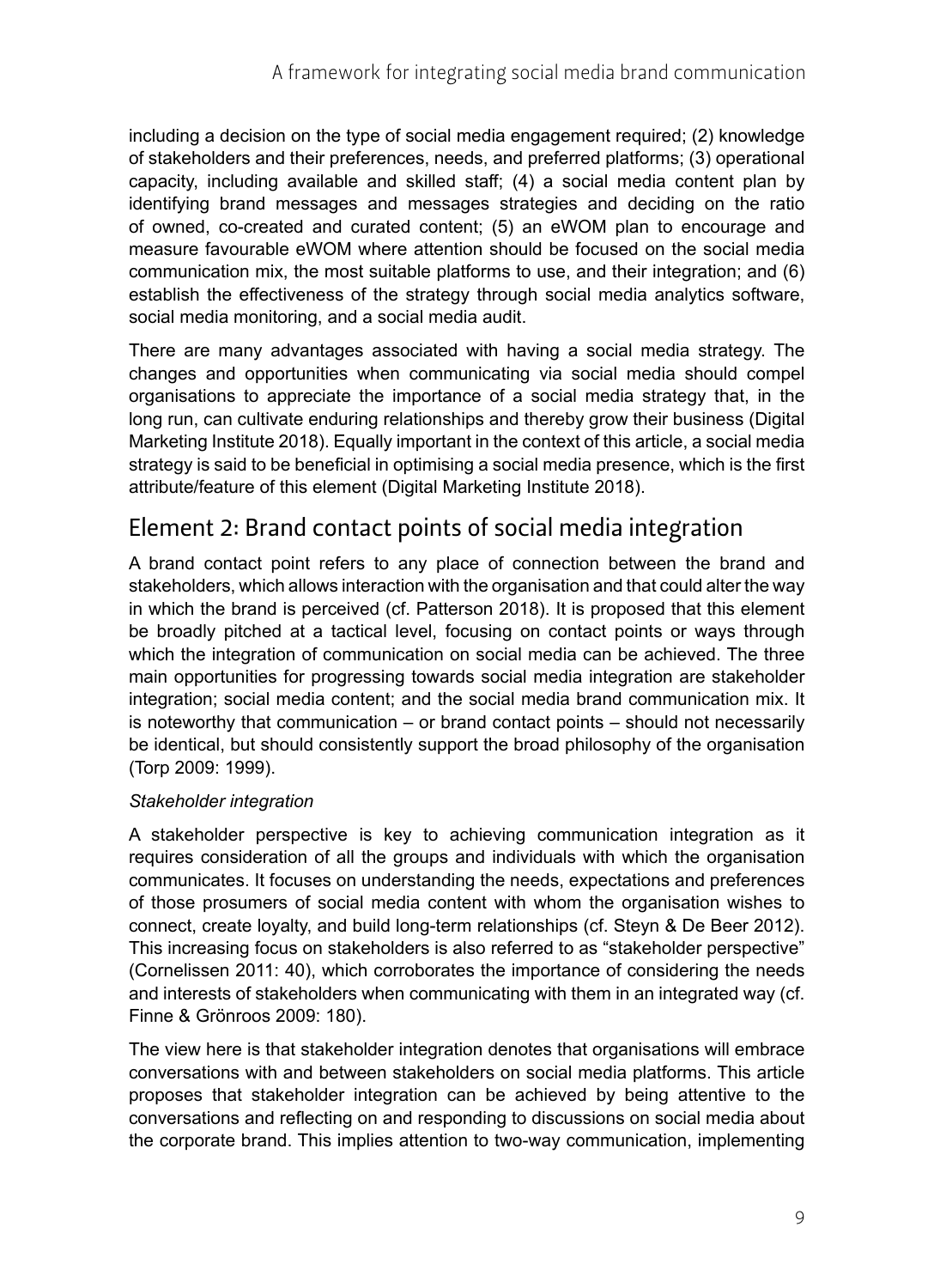including a decision on the type of social media engagement required; (2) knowledge of stakeholders and their preferences, needs, and preferred platforms; (3) operational capacity, including available and skilled staff; (4) a social media content plan by identifying brand messages and messages strategies and deciding on the ratio of owned, co-created and curated content; (5) an eWOM plan to encourage and measure favourable eWOM where attention should be focused on the social media communication mix, the most suitable platforms to use, and their integration; and (6) establish the effectiveness of the strategy through social media analytics software, social media monitoring, and a social media audit.

There are many advantages associated with having a social media strategy. The changes and opportunities when communicating via social media should compel organisations to appreciate the importance of a social media strategy that, in the long run, can cultivate enduring relationships and thereby grow their business (Digital Marketing Institute 2018). Equally important in the context of this article, a social media strategy is said to be beneficial in optimising a social media presence, which is the first attribute/feature of this element (Digital Marketing Institute 2018).

## Element 2: Brand contact points of social media integration

A brand contact point refers to any place of connection between the brand and stakeholders, which allows interaction with the organisation and that could alter the way in which the brand is perceived (cf. Patterson 2018). It is proposed that this element be broadly pitched at a tactical level, focusing on contact points or ways through which the integration of communication on social media can be achieved. The three main opportunities for progressing towards social media integration are stakeholder integration; social media content; and the social media brand communication mix. It is noteworthy that communication – or brand contact points – should not necessarily be identical, but should consistently support the broad philosophy of the organisation (Torp 2009: 1999).

*Stakeholder integration*

A stakeholder perspective is key to achieving communication integration as it requires consideration of all the groups and individuals with which the organisation communicates. It focuses on understanding the needs, expectations and preferences of those prosumers of social media content with whom the organisation wishes to connect, create loyalty, and build long-term relationships (cf. Steyn & De Beer 2012). This increasing focus on stakeholders is also referred to as "stakeholder perspective" (Cornelissen 2011: 40), which corroborates the importance of considering the needs and interests of stakeholders when communicating with them in an integrated way (cf. Finne & Grönroos 2009: 180).

The view here is that stakeholder integration denotes that organisations will embrace conversations with and between stakeholders on social media platforms. This article proposes that stakeholder integration can be achieved by being attentive to the conversations and reflecting on and responding to discussions on social media about the corporate brand. This implies attention to two-way communication, implementing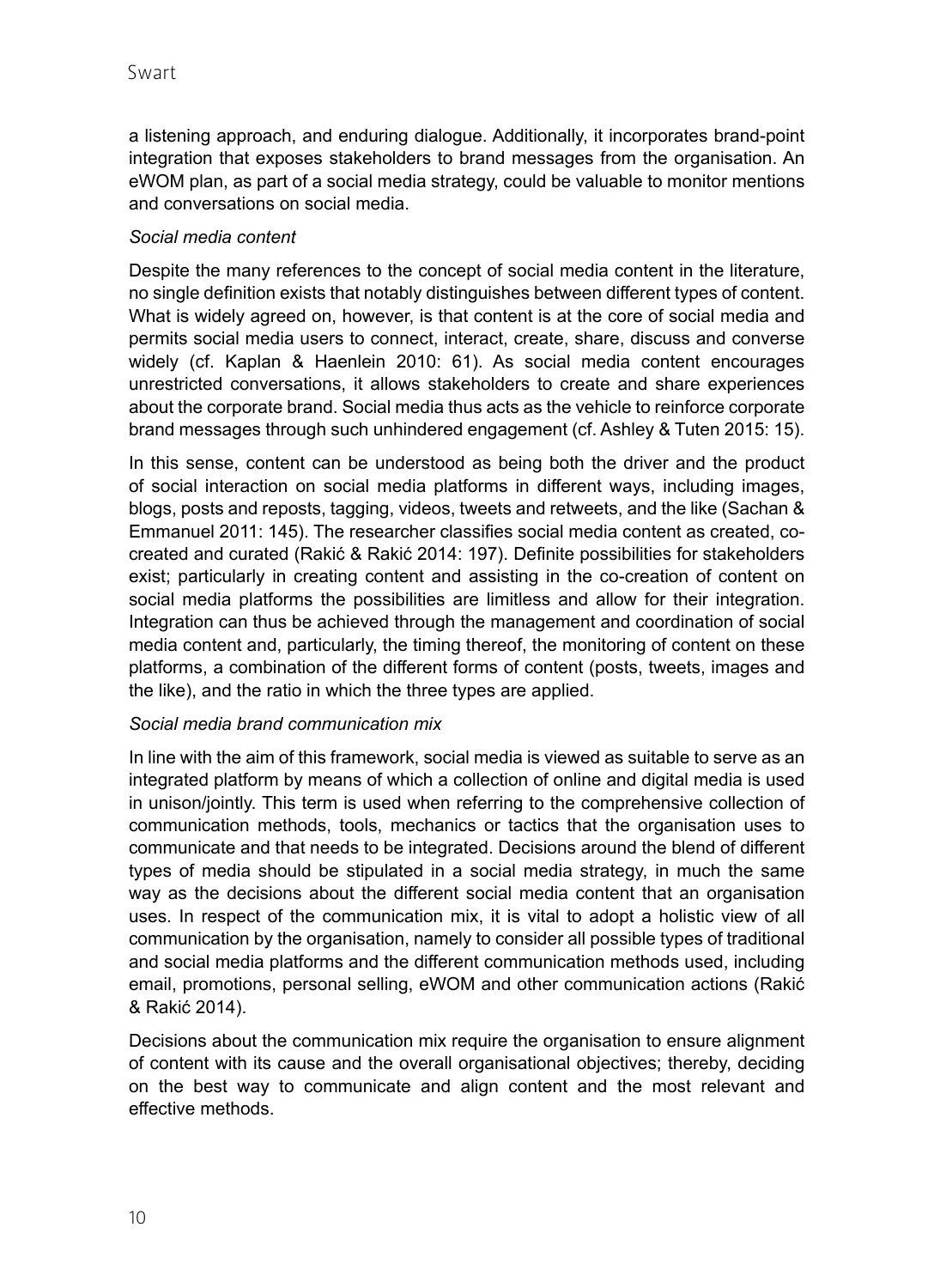a listening approach, and enduring dialogue. Additionally, it incorporates brand-point integration that exposes stakeholders to brand messages from the organisation. An eWOM plan, as part of a social media strategy, could be valuable to monitor mentions and conversations on social media.

*Social media content*

Despite the many references to the concept of social media content in the literature, no single definition exists that notably distinguishes between different types of content. What is widely agreed on, however, is that content is at the core of social media and permits social media users to connect, interact, create, share, discuss and converse widely (cf. Kaplan & Haenlein 2010: 61). As social media content encourages unrestricted conversations, it allows stakeholders to create and share experiences about the corporate brand. Social media thus acts as the vehicle to reinforce corporate brand messages through such unhindered engagement (cf. Ashley & Tuten 2015: 15).

In this sense, content can be understood as being both the driver and the product of social interaction on social media platforms in different ways, including images, blogs, posts and reposts, tagging, videos, tweets and retweets, and the like (Sachan & Emmanuel 2011: 145). The researcher classifies social media content as created, co-created and curated (Rakić & Rakić 2014: 197). Definite possibilities for stakeholders exist; particularly in creating content and assisting in the co-creation of content on social media platforms the possibilities are limitless and allow for their integration. Integration can thus be achieved through the management and coordination of social media content and, particularly, the timing thereof, the monitoring of content on these platforms, a combination of the different forms of content (posts, tweets, images and the like), and the ratio in which the three types are applied.

*Social media brand communication mix*

In line with the aim of this framework, social media is viewed as suitable to serve as an integrated platform by means of which a collection of online and digital media is used in unison/jointly. This term is used when referring to the comprehensive collection of communication methods, tools, mechanics or tactics that the organisation uses to communicate and that needs to be integrated. Decisions around the blend of different types of media should be stipulated in a social media strategy, in much the same way as the decisions about the different social media content that an organisation uses. In respect of the communication mix, it is vital to adopt a holistic view of all communication by the organisation, namely to consider all possible types of traditional and social media platforms and the different communication methods used, including email, promotions, personal selling, eWOM and other communication actions (Rakić & Rakić 2014).

Decisions about the communication mix require the organisation to ensure alignment of content with its cause and the overall organisational objectives; thereby, deciding on the best way to communicate and align content and the most relevant and effective methods.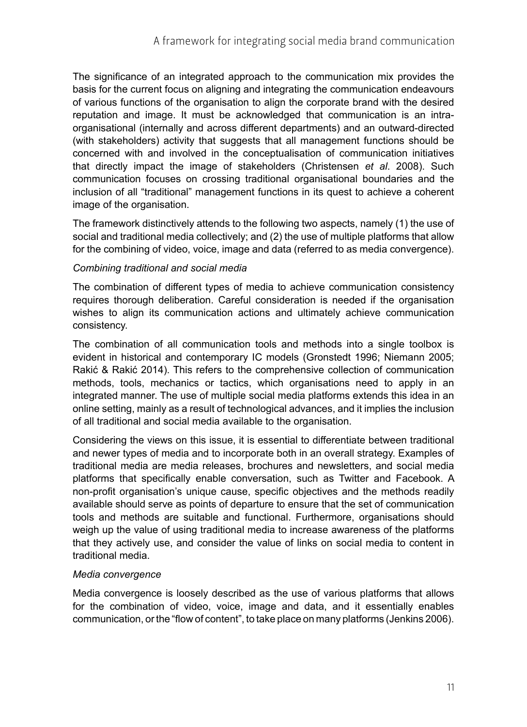The significance of an integrated approach to the communication mix provides the basis for the current focus on aligning and integrating the communication endeavours of various functions of the organisation to align the corporate brand with the desired reputation and image. It must be acknowledged that communication is an intra-organisational (internally and across different departments) and an outward-directed (with stakeholders) activity that suggests that all management functions should be concerned with and involved in the conceptualisation of communication initiatives that directly impact the image of stakeholders (Christensen *et al*. 2008). Such communication focuses on crossing traditional organisational boundaries and the inclusion of all "traditional" management functions in its quest to achieve a coherent image of the organisation.

The framework distinctively attends to the following two aspects, namely (1) the use of social and traditional media collectively; and (2) the use of multiple platforms that allow for the combining of video, voice, image and data (referred to as media convergence).

*Combining traditional and social media*

The combination of different types of media to achieve communication consistency requires thorough deliberation. Careful consideration is needed if the organisation wishes to align its communication actions and ultimately achieve communication consistency.

The combination of all communication tools and methods into a single toolbox is evident in historical and contemporary IC models (Gronstedt 1996; Niemann 2005; Rakić & Rakić 2014). This refers to the comprehensive collection of communication methods, tools, mechanics or tactics, which organisations need to apply in an integrated manner. The use of multiple social media platforms extends this idea in an online setting, mainly as a result of technological advances, and it implies the inclusion of all traditional and social media available to the organisation.

Considering the views on this issue, it is essential to differentiate between traditional and newer types of media and to incorporate both in an overall strategy. Examples of traditional media are media releases, brochures and newsletters, and social media platforms that specifically enable conversation, such as Twitter and Facebook. A non-profit organisation's unique cause, specific objectives and the methods readily available should serve as points of departure to ensure that the set of communication tools and methods are suitable and functional. Furthermore, organisations should weigh up the value of using traditional media to increase awareness of the platforms that they actively use, and consider the value of links on social media to content in traditional media.

*Media convergence*

Media convergence is loosely described as the use of various platforms that allows for the combination of video, voice, image and data, and it essentially enables communication, or the "flow of content", to take place on many platforms (Jenkins 2006).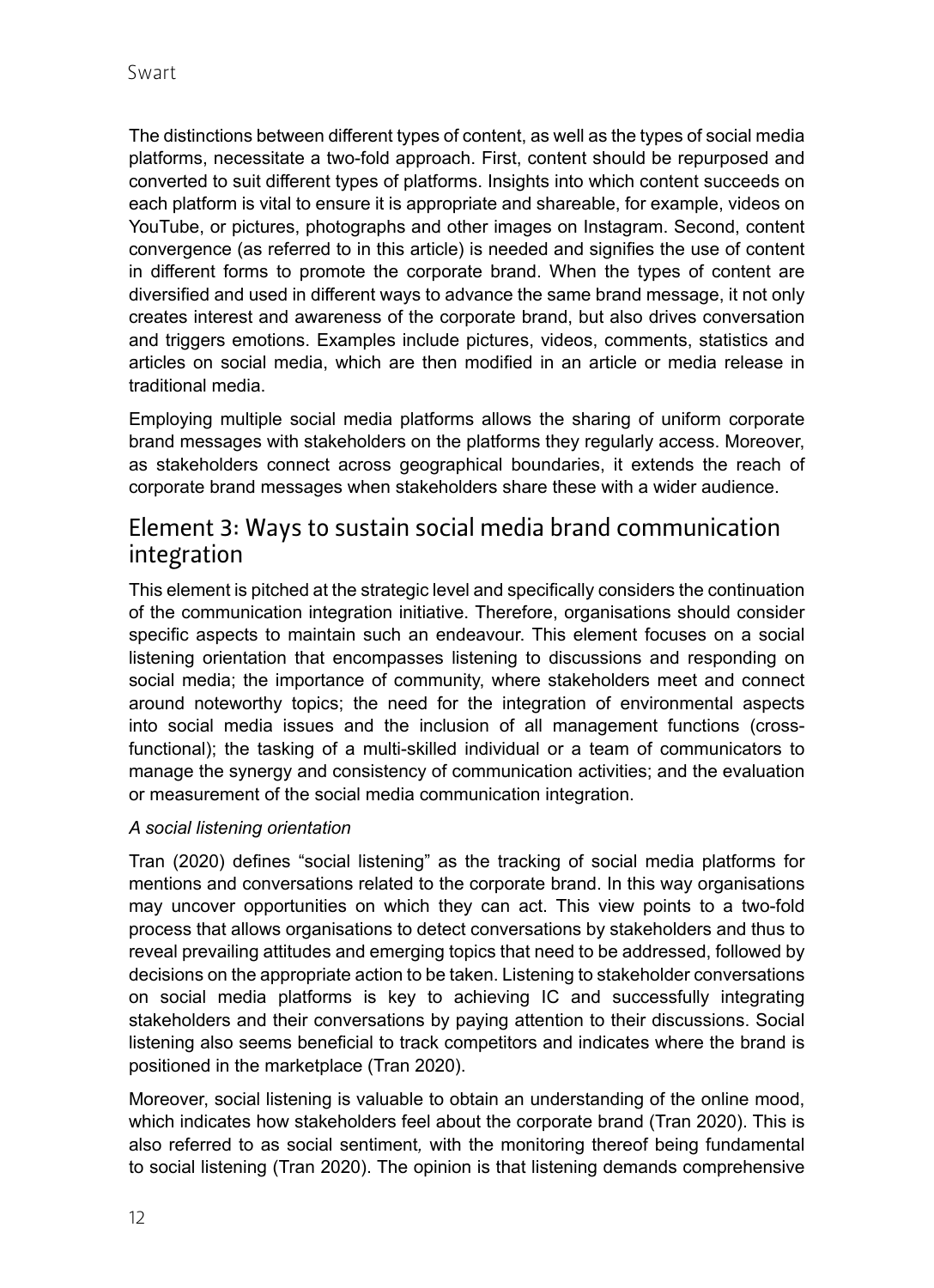The distinctions between different types of content, as well as the types of social media platforms, necessitate a two-fold approach. First, content should be repurposed and converted to suit different types of platforms. Insights into which content succeeds on each platform is vital to ensure it is appropriate and shareable, for example, videos on YouTube, or pictures, photographs and other images on Instagram. Second, content convergence (as referred to in this article) is needed and signifies the use of content in different forms to promote the corporate brand. When the types of content are diversified and used in different ways to advance the same brand message, it not only creates interest and awareness of the corporate brand, but also drives conversation and triggers emotions. Examples include pictures, videos, comments, statistics and articles on social media, which are then modified in an article or media release in traditional media.

Employing multiple social media platforms allows the sharing of uniform corporate brand messages with stakeholders on the platforms they regularly access. Moreover, as stakeholders connect across geographical boundaries, it extends the reach of corporate brand messages when stakeholders share these with a wider audience.

## Element 3: Ways to sustain social media brand communication integration

This element is pitched at the strategic level and specifically considers the continuation of the communication integration initiative. Therefore, organisations should consider specific aspects to maintain such an endeavour. This element focuses on a social listening orientation that encompasses listening to discussions and responding on social media; the importance of community, where stakeholders meet and connect around noteworthy topics; the need for the integration of environmental aspects into social media issues and the inclusion of all management functions (cross-functional); the tasking of a multi-skilled individual or a team of communicators to manage the synergy and consistency of communication activities; and the evaluation or measurement of the social media communication integration.

*A social listening orientation*

Tran (2020) defines "social listening" as the tracking of social media platforms for mentions and conversations related to the corporate brand. In this way organisations may uncover opportunities on which they can act. This view points to a two-fold process that allows organisations to detect conversations by stakeholders and thus to reveal prevailing attitudes and emerging topics that need to be addressed, followed by decisions on the appropriate action to be taken. Listening to stakeholder conversations on social media platforms is key to achieving IC and successfully integrating stakeholders and their conversations by paying attention to their discussions. Social listening also seems beneficial to track competitors and indicates where the brand is positioned in the marketplace (Tran 2020).

Moreover, social listening is valuable to obtain an understanding of the online mood, which indicates how stakeholders feel about the corporate brand (Tran 2020). This is also referred to as social sentiment*,* with the monitoring thereof being fundamental to social listening (Tran 2020). The opinion is that listening demands comprehensive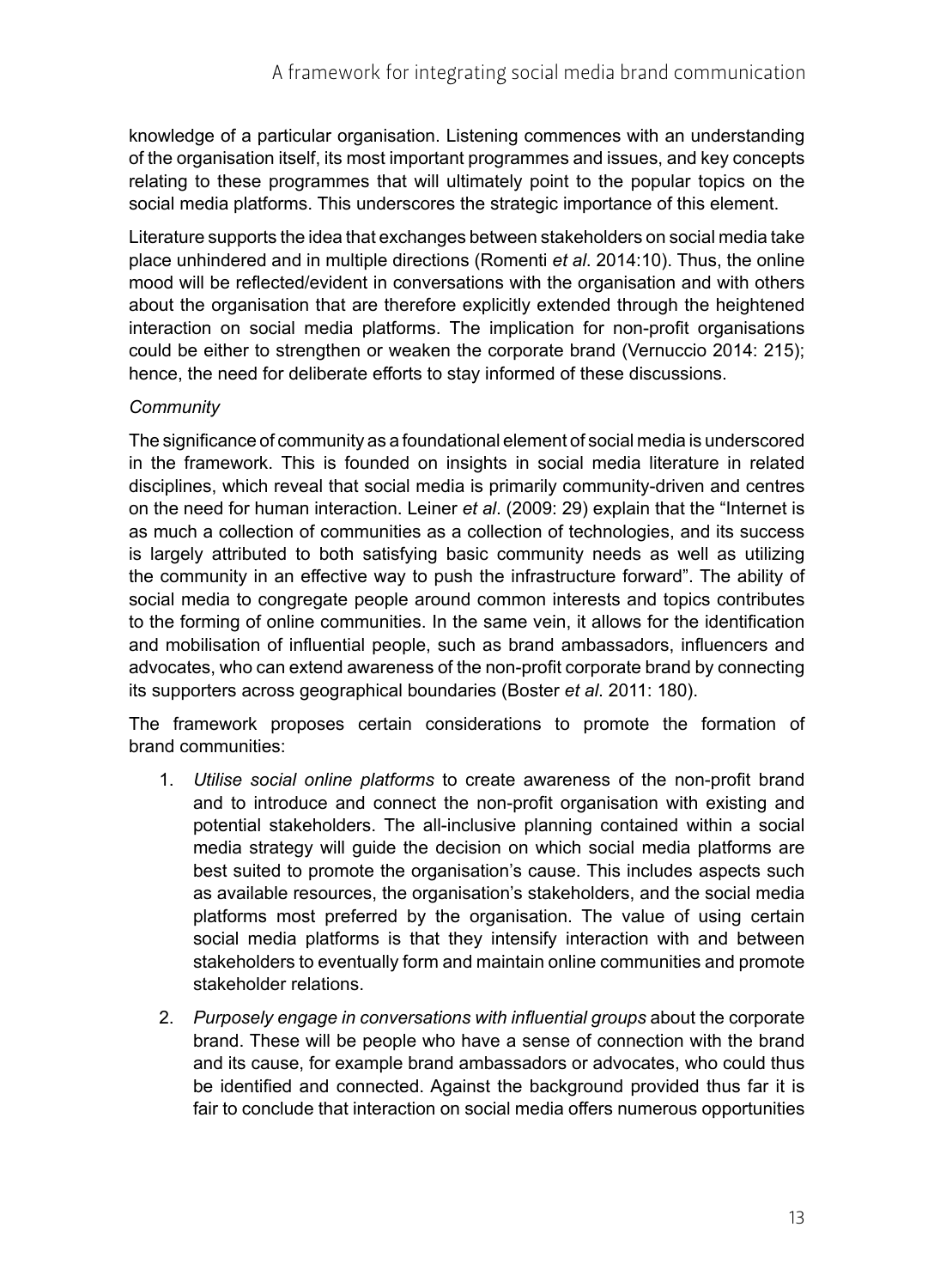knowledge of a particular organisation. Listening commences with an understanding of the organisation itself, its most important programmes and issues, and key concepts relating to these programmes that will ultimately point to the popular topics on the social media platforms. This underscores the strategic importance of this element.

Literature supports the idea that exchanges between stakeholders on social media take place unhindered and in multiple directions (Romenti *et al*. 2014:10). Thus, the online mood will be reflected/evident in conversations with the organisation and with others about the organisation that are therefore explicitly extended through the heightened interaction on social media platforms. The implication for non-profit organisations could be either to strengthen or weaken the corporate brand (Vernuccio 2014: 215); hence, the need for deliberate efforts to stay informed of these discussions.

*Community*

The significance of community as a foundational element of social media is underscored in the framework. This is founded on insights in social media literature in related disciplines, which reveal that social media is primarily community-driven and centres on the need for human interaction. Leiner *et al*. (2009: 29) explain that the "Internet is as much a collection of communities as a collection of technologies, and its success is largely attributed to both satisfying basic community needs as well as utilizing the community in an effective way to push the infrastructure forward". The ability of social media to congregate people around common interests and topics contributes to the forming of online communities. In the same vein, it allows for the identification and mobilisation of influential people, such as brand ambassadors, influencers and advocates, who can extend awareness of the non-profit corporate brand by connecting its supporters across geographical boundaries (Boster *et al*. 2011: 180).

The framework proposes certain considerations to promote the formation of brand communities:

1. *Utilise social online platforms* to create awareness of the non-profit brand and to introduce and connect the non-profit organisation with existing and potential stakeholders. The all-inclusive planning contained within a social media strategy will guide the decision on which social media platforms are best suited to promote the organisation's cause. This includes aspects such as available resources, the organisation's stakeholders, and the social media platforms most preferred by the organisation. The value of using certain social media platforms is that they intensify interaction with and between stakeholders to eventually form and maintain online communities and promote stakeholder relations.
2. *Purposely engage in conversations with influential groups* about the corporate brand. These will be people who have a sense of connection with the brand and its cause, for example brand ambassadors or advocates, who could thus be identified and connected. Against the background provided thus far it is fair to conclude that interaction on social media offers numerous opportunities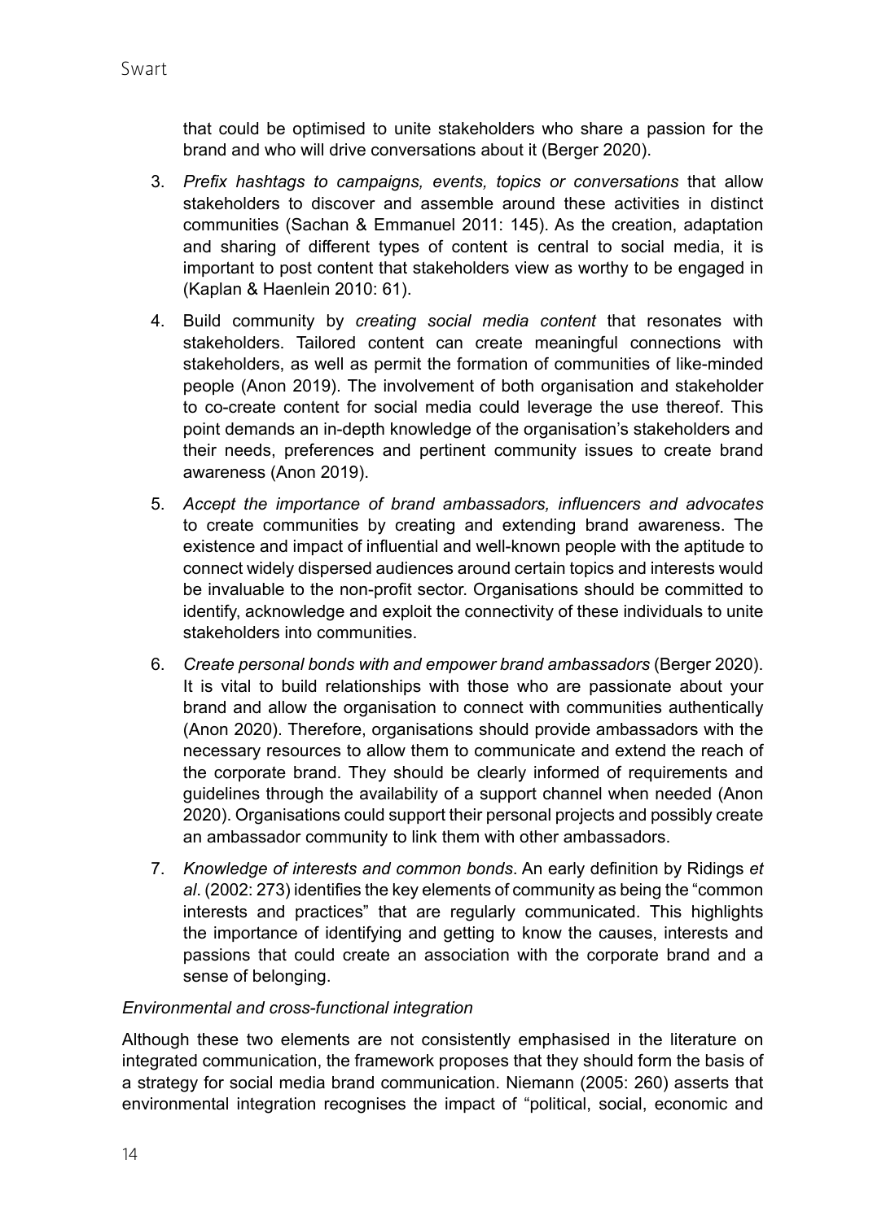that could be optimised to unite stakeholders who share a passion for the brand and who will drive conversations about it (Berger 2020).

3. *Prefix hashtags to campaigns, events, topics or conversations* that allow stakeholders to discover and assemble around these activities in distinct communities (Sachan & Emmanuel 2011: 145). As the creation, adaptation and sharing of different types of content is central to social media, it is important to post content that stakeholders view as worthy to be engaged in (Kaplan & Haenlein 2010: 61).
4. Build community by *creating social media content* that resonates with stakeholders. Tailored content can create meaningful connections with stakeholders, as well as permit the formation of communities of like-minded people (Anon 2019). The involvement of both organisation and stakeholder to co-create content for social media could leverage the use thereof. This point demands an in-depth knowledge of the organisation's stakeholders and their needs, preferences and pertinent community issues to create brand awareness (Anon 2019).
5. *Accept the importance of brand ambassadors, influencers and advocates* to create communities by creating and extending brand awareness. The existence and impact of influential and well-known people with the aptitude to connect widely dispersed audiences around certain topics and interests would be invaluable to the non-profit sector. Organisations should be committed to identify, acknowledge and exploit the connectivity of these individuals to unite stakeholders into communities.
6. *Create personal bonds with and empower brand ambassadors* (Berger 2020). It is vital to build relationships with those who are passionate about your brand and allow the organisation to connect with communities authentically (Anon 2020). Therefore, organisations should provide ambassadors with the necessary resources to allow them to communicate and extend the reach of the corporate brand. They should be clearly informed of requirements and guidelines through the availability of a support channel when needed (Anon 2020). Organisations could support their personal projects and possibly create an ambassador community to link them with other ambassadors.
7. *Knowledge of interests and common bonds*. An early definition by Ridings *et al*. (2002: 273) identifies the key elements of community as being the "common interests and practices" that are regularly communicated. This highlights the importance of identifying and getting to know the causes, interests and passions that could create an association with the corporate brand and a sense of belonging.

*Environmental and cross-functional integration*

Although these two elements are not consistently emphasised in the literature on integrated communication, the framework proposes that they should form the basis of a strategy for social media brand communication. Niemann (2005: 260) asserts that environmental integration recognises the impact of "political, social, economic and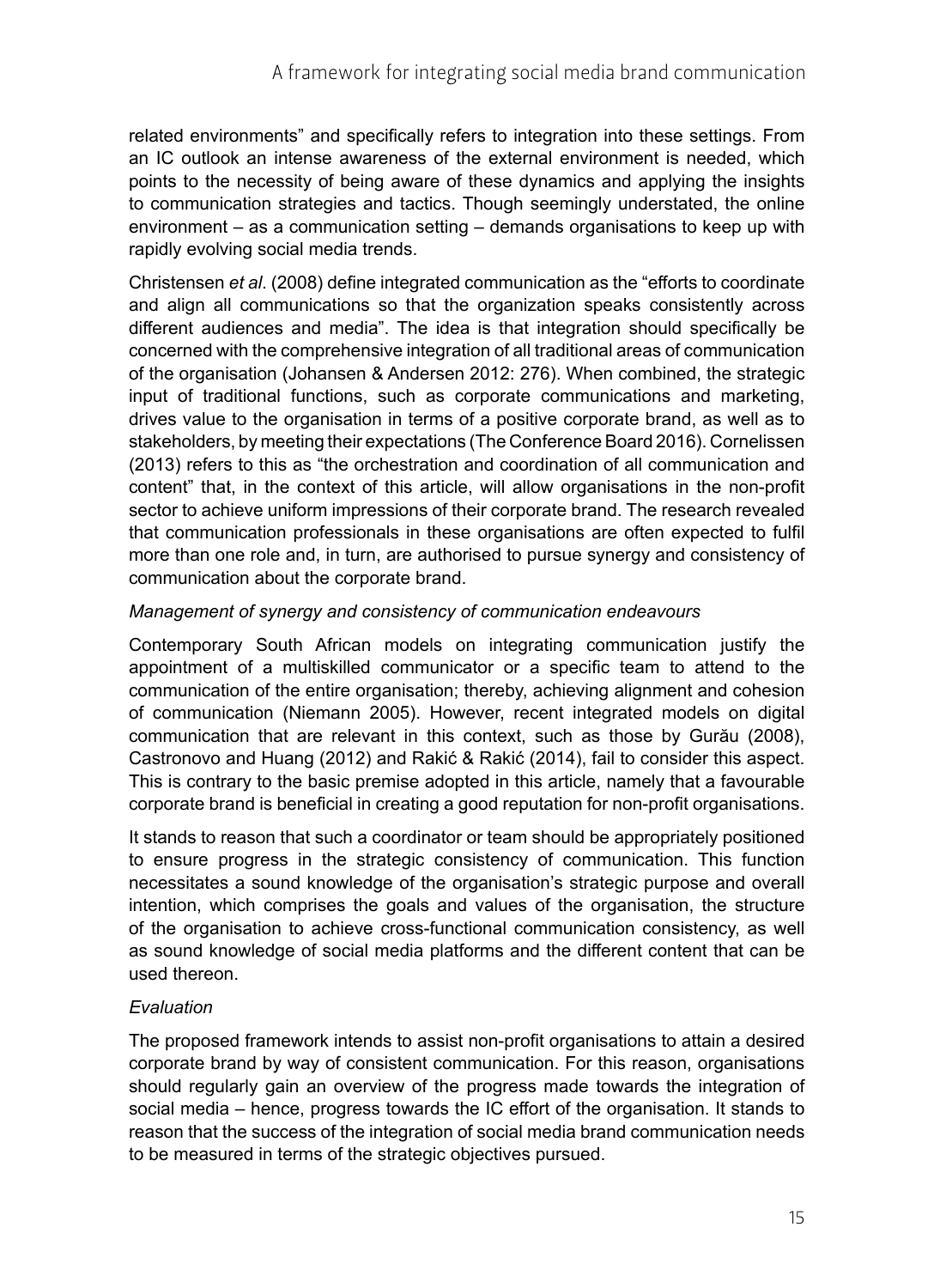related environments" and specifically refers to integration into these settings. From an IC outlook an intense awareness of the external environment is needed, which points to the necessity of being aware of these dynamics and applying the insights to communication strategies and tactics. Though seemingly understated, the online environment – as a communication setting – demands organisations to keep up with rapidly evolving social media trends.

Christensen *et al*. (2008) define integrated communication as the "efforts to coordinate and align all communications so that the organization speaks consistently across different audiences and media". The idea is that integration should specifically be concerned with the comprehensive integration of all traditional areas of communication of the organisation (Johansen & Andersen 2012: 276). When combined, the strategic input of traditional functions, such as corporate communications and marketing, drives value to the organisation in terms of a positive corporate brand, as well as to stakeholders, by meeting their expectations (The Conference Board 2016). Cornelissen (2013) refers to this as "the orchestration and coordination of all communication and content" that, in the context of this article, will allow organisations in the non-profit sector to achieve uniform impressions of their corporate brand. The research revealed that communication professionals in these organisations are often expected to fulfil more than one role and, in turn, are authorised to pursue synergy and consistency of communication about the corporate brand.

*Management of synergy and consistency of communication endeavours*

Contemporary South African models on integrating communication justify the appointment of a multiskilled communicator or a specific team to attend to the communication of the entire organisation; thereby, achieving alignment and cohesion of communication (Niemann 2005). However, recent integrated models on digital communication that are relevant in this context, such as those by Gurău (2008), Castronovo and Huang (2012) and Rakić & Rakić (2014), fail to consider this aspect. This is contrary to the basic premise adopted in this article, namely that a favourable corporate brand is beneficial in creating a good reputation for non-profit organisations.

It stands to reason that such a coordinator or team should be appropriately positioned to ensure progress in the strategic consistency of communication. This function necessitates a sound knowledge of the organisation's strategic purpose and overall intention, which comprises the goals and values of the organisation, the structure of the organisation to achieve cross-functional communication consistency, as well as sound knowledge of social media platforms and the different content that can be used thereon.

*Evaluation*

The proposed framework intends to assist non-profit organisations to attain a desired corporate brand by way of consistent communication. For this reason, organisations should regularly gain an overview of the progress made towards the integration of social media – hence, progress towards the IC effort of the organisation. It stands to reason that the success of the integration of social media brand communication needs to be measured in terms of the strategic objectives pursued.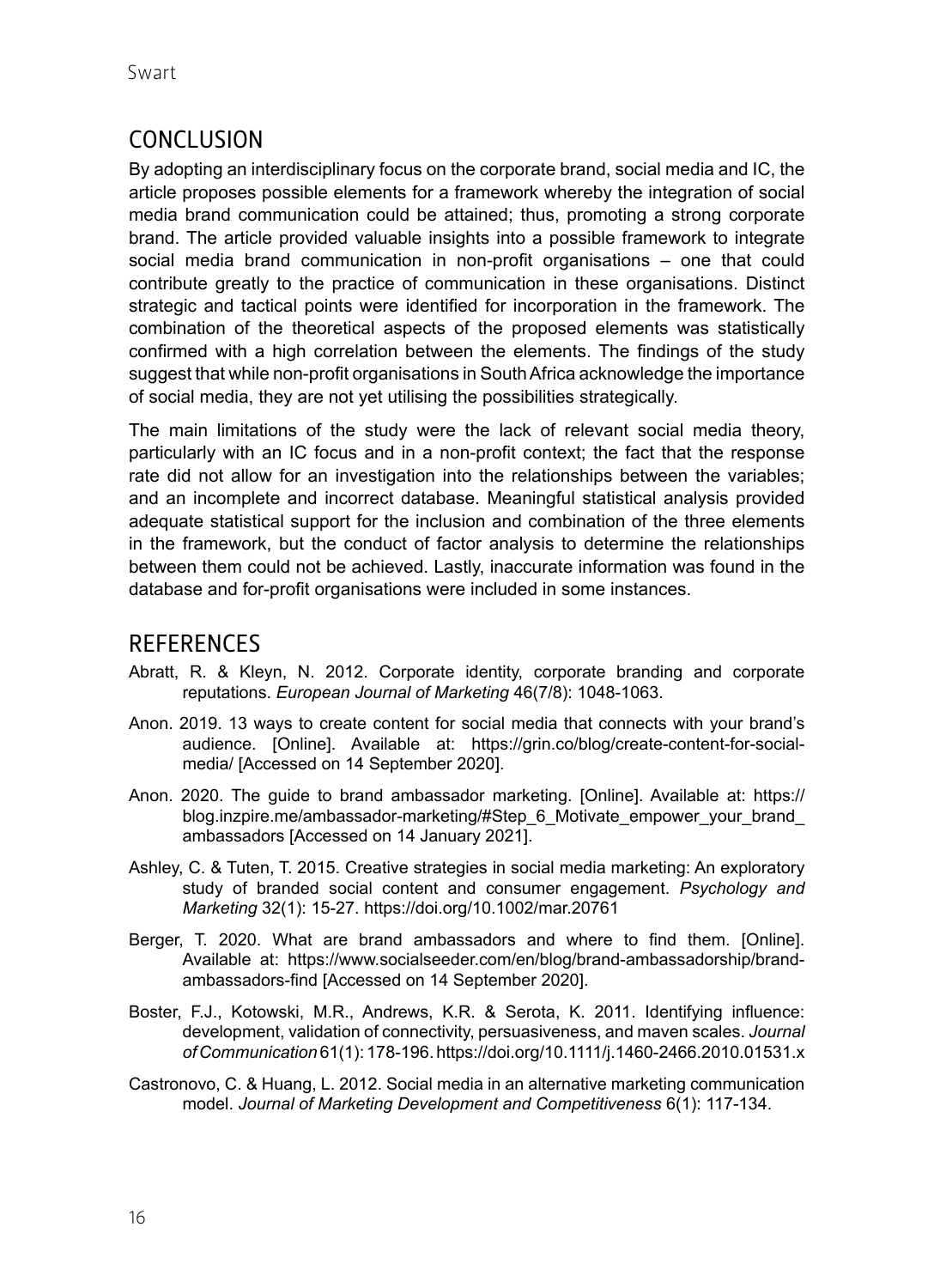## CONCLUSION

By adopting an interdisciplinary focus on the corporate brand, social media and IC, the article proposes possible elements for a framework whereby the integration of social media brand communication could be attained; thus, promoting a strong corporate brand. The article provided valuable insights into a possible framework to integrate social media brand communication in non-profit organisations – one that could contribute greatly to the practice of communication in these organisations. Distinct strategic and tactical points were identified for incorporation in the framework. The combination of the theoretical aspects of the proposed elements was statistically confirmed with a high correlation between the elements. The findings of the study suggest that while non-profit organisations in South Africa acknowledge the importance of social media, they are not yet utilising the possibilities strategically.

The main limitations of the study were the lack of relevant social media theory, particularly with an IC focus and in a non-profit context; the fact that the response rate did not allow for an investigation into the relationships between the variables; and an incomplete and incorrect database. Meaningful statistical analysis provided adequate statistical support for the inclusion and combination of the three elements in the framework, but the conduct of factor analysis to determine the relationships between them could not be achieved. Lastly, inaccurate information was found in the database and for-profit organisations were included in some instances.

## REFERENCES

Abratt, R. & Kleyn, N. 2012. Corporate identity, corporate branding and corporate reputations. *European Journal of Marketing* 46(7/8): 1048-1063.

Anon. 2019. 13 ways to create content for social media that connects with your brand's audience. [Online]. Available at: https://grin.co/blog/create-content-for-social-media/ [Accessed on 14 September 2020].

Anon. 2020. The guide to brand ambassador marketing. [Online]. Available at: https://blog.inzpire.me/ambassador-marketing/#Step_6_Motivate_empower_your_brand_ambassadors [Accessed on 14 January 2021].

Ashley, C. & Tuten, T. 2015. Creative strategies in social media marketing: An exploratory study of branded social content and consumer engagement. *Psychology and Marketing* 32(1): 15-27. https://doi.org/10.1002/mar.20761

Berger, T. 2020. What are brand ambassadors and where to find them. [Online]. Available at: https://www.socialseeder.com/en/blog/brand-ambassadorship/brand-ambassadors-find [Accessed on 14 September 2020].

Boster, F.J., Kotowski, M.R., Andrews, K.R. & Serota, K. 2011. Identifying influence: development, validation of connectivity, persuasiveness, and maven scales. *Journal of Communication* 61(1): 178-196. https://doi.org/10.1111/j.1460-2466.2010.01531.x

Castronovo, C. & Huang, L. 2012. Social media in an alternative marketing communication model. *Journal of Marketing Development and Competitiveness* 6(1): 117-134.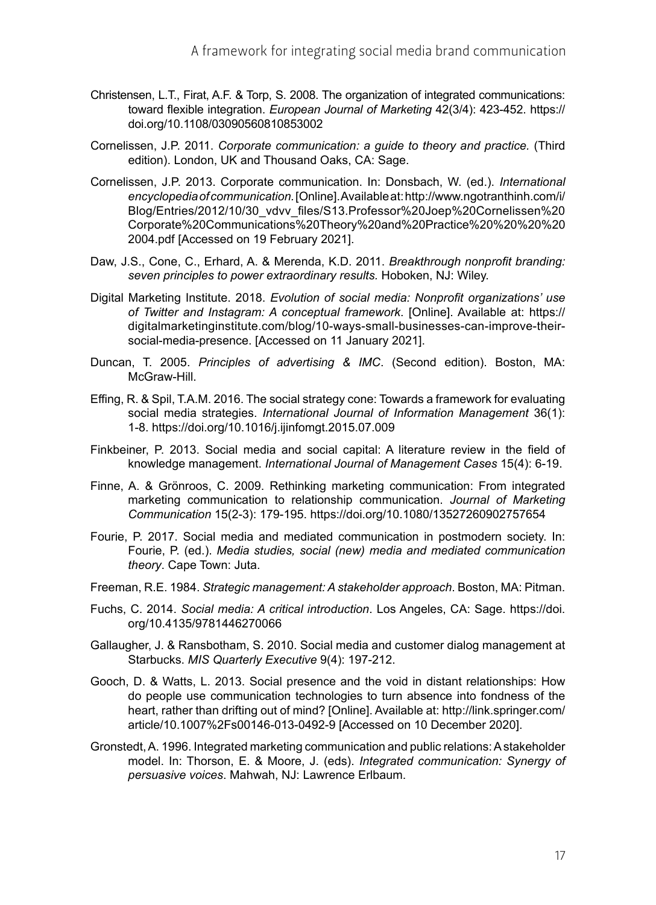Christensen, L.T., Firat, A.F. & Torp, S. 2008. The organization of integrated communications: toward flexible integration. *European Journal of Marketing* 42(3/4): 423-452. https://doi.org/10.1108/03090560810853002

Cornelissen, J.P. 2011. *Corporate communication: a guide to theory and practice.* (Third edition). London, UK and Thousand Oaks, CA: Sage.

Cornelissen, J.P. 2013. Corporate communication. In: Donsbach, W. (ed.). *International encyclopedia of communication.* [Online]. Available at: http://www.ngotranthinh.com/i/Blog/Entries/2012/10/30_vdvv_files/S13.Professor%20Joep%20Cornelissen%20Corporate%20Communications%20Theory%20and%20Practice%20%20%20%202004.pdf [Accessed on 19 February 2021].

Daw, J.S., Cone, C., Erhard, A. & Merenda, K.D. 2011. *Breakthrough nonprofit branding: seven principles to power extraordinary results.* Hoboken, NJ: Wiley.

Digital Marketing Institute. 2018. *Evolution of social media: Nonprofit organizations' use of Twitter and Instagram: A conceptual framework*. [Online]. Available at: https://digitalmarketinginstitute.com/blog/10-ways-small-businesses-can-improve-their-social-media-presence. [Accessed on 11 January 2021].

Duncan, T. 2005. *Principles of advertising & IMC*. (Second edition). Boston, MA: McGraw-Hill.

Effing, R. & Spil, T.A.M. 2016. The social strategy cone: Towards a framework for evaluating social media strategies. *International Journal of Information Management* 36(1): 1-8. https://doi.org/10.1016/j.ijinfomgt.2015.07.009

Finkbeiner, P. 2013. Social media and social capital: A literature review in the field of knowledge management. *International Journal of Management Cases* 15(4): 6-19.

Finne, A. & Grönroos, C. 2009. Rethinking marketing communication: From integrated marketing communication to relationship communication. *Journal of Marketing Communication* 15(2-3): 179-195. https://doi.org/10.1080/13527260902757654

Fourie, P. 2017. Social media and mediated communication in postmodern society. In: Fourie, P. (ed.). *Media studies, social (new) media and mediated communication theory*. Cape Town: Juta.

Freeman, R.E. 1984. *Strategic management: A stakeholder approach*. Boston, MA: Pitman.

Fuchs, C. 2014. *Social media: A critical introduction*. Los Angeles, CA: Sage. https://doi.org/10.4135/9781446270066

Gallaugher, J. & Ransbotham, S. 2010. Social media and customer dialog management at Starbucks. *MIS Quarterly Executive* 9(4): 197-212.

Gooch, D. & Watts, L. 2013. Social presence and the void in distant relationships: How do people use communication technologies to turn absence into fondness of the heart, rather than drifting out of mind? [Online]. Available at: http://link.springer.com/article/10.1007%2Fs00146-013-0492-9 [Accessed on 10 December 2020].

Gronstedt, A. 1996. Integrated marketing communication and public relations: A stakeholder model. In: Thorson, E. & Moore, J. (eds). *Integrated communication: Synergy of persuasive voices*. Mahwah, NJ: Lawrence Erlbaum.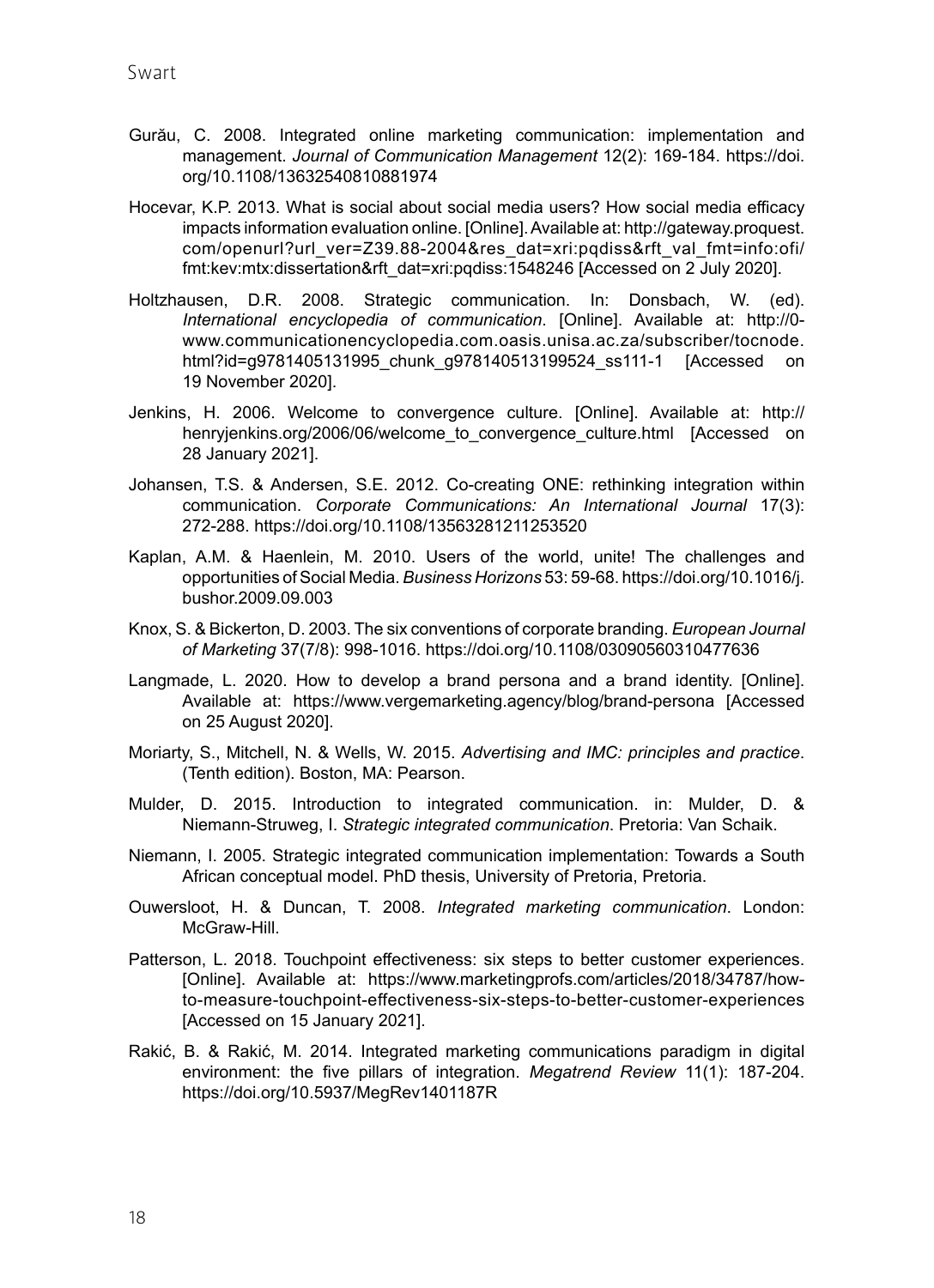Gurău, C. 2008. Integrated online marketing communication: implementation and management. *Journal of Communication Management* 12(2): 169-184. https://doi.org/10.1108/13632540810881974

Hocevar, K.P. 2013. What is social about social media users? How social media efficacy impacts information evaluation online. [Online]. Available at: http://gateway.proquest.com/openurl?url_ver=Z39.88-2004&res_dat=xri:pqdiss&rft_val_fmt=info:ofi/fmt:kev:mtx:dissertation&rft_dat=xri:pqdiss:1548246 [Accessed on 2 July 2020].

Holtzhausen, D.R. 2008. Strategic communication. In: Donsbach, W. (ed). *International encyclopedia of communication*. [Online]. Available at: http://0-www.communicationencyclopedia.com.oasis.unisa.ac.za/subscriber/tocnode.html?id=g9781405131995_chunk_g978140513199524_ss111-1 [Accessed on 19 November 2020].

Jenkins, H. 2006. Welcome to convergence culture. [Online]. Available at: http://henryjenkins.org/2006/06/welcome_to_convergence_culture.html [Accessed on 28 January 2021].

Johansen, T.S. & Andersen, S.E. 2012. Co-creating ONE: rethinking integration within communication. *Corporate Communications: An International Journal* 17(3): 272-288. https://doi.org/10.1108/13563281211253520

Kaplan, A.M. & Haenlein, M. 2010. Users of the world, unite! The challenges and opportunities of Social Media. *Business Horizons* 53: 59-68. https://doi.org/10.1016/j.bushor.2009.09.003

Knox, S. & Bickerton, D. 2003. The six conventions of corporate branding. *European Journal of Marketing* 37(7/8): 998-1016. https://doi.org/10.1108/03090560310477636

Langmade, L. 2020. How to develop a brand persona and a brand identity. [Online]. Available at: https://www.vergemarketing.agency/blog/brand-persona [Accessed on 25 August 2020].

Moriarty, S., Mitchell, N. & Wells, W. 2015. *Advertising and IMC: principles and practice*. (Tenth edition). Boston, MA: Pearson.

Mulder, D. 2015. Introduction to integrated communication. in: Mulder, D. & Niemann-Struweg, I. *Strategic integrated communication*. Pretoria: Van Schaik.

Niemann, I. 2005. Strategic integrated communication implementation: Towards a South African conceptual model. PhD thesis, University of Pretoria, Pretoria.

Ouwersloot, H. & Duncan, T. 2008. *Integrated marketing communication*. London: McGraw-Hill.

Patterson, L. 2018. Touchpoint effectiveness: six steps to better customer experiences. [Online]. Available at: https://www.marketingprofs.com/articles/2018/34787/how-to-measure-touchpoint-effectiveness-six-steps-to-better-customer-experiences [Accessed on 15 January 2021].

Rakić, B. & Rakić, M. 2014. Integrated marketing communications paradigm in digital environment: the five pillars of integration. *Megatrend Review* 11(1): 187-204. https://doi.org/10.5937/MegRev1401187R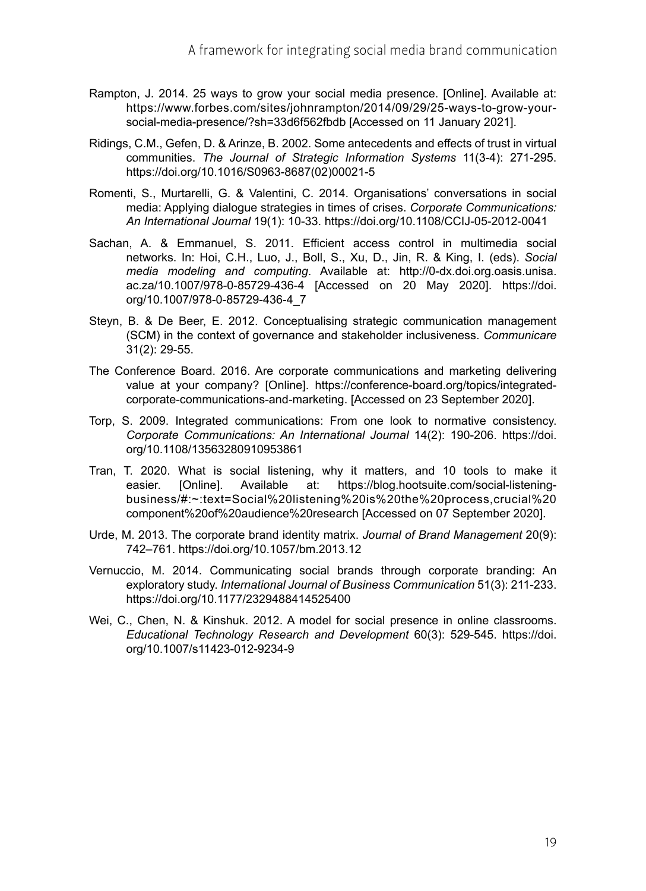Rampton, J. 2014. 25 ways to grow your social media presence. [Online]. Available at: https://www.forbes.com/sites/johnrampton/2014/09/29/25-ways-to-grow-your-social-media-presence/?sh=33d6f562fbdb [Accessed on 11 January 2021].

Ridings, C.M., Gefen, D. & Arinze, B. 2002. Some antecedents and effects of trust in virtual communities. *The Journal of Strategic Information Systems* 11(3-4): 271-295. https://doi.org/10.1016/S0963-8687(02)00021-5

Romenti, S., Murtarelli, G. & Valentini, C. 2014. Organisations' conversations in social media: Applying dialogue strategies in times of crises. *Corporate Communications: An International Journal* 19(1): 10-33. https://doi.org/10.1108/CCIJ-05-2012-0041

Sachan, A. & Emmanuel, S. 2011. Efficient access control in multimedia social networks. In: Hoi, C.H., Luo, J., Boll, S., Xu, D., Jin, R. & King, I. (eds). *Social media modeling and computing*. Available at: http://0-dx.doi.org.oasis.unisa.ac.za/10.1007/978-0-85729-436-4 [Accessed on 20 May 2020]. https://doi.org/10.1007/978-0-85729-436-4_7

Steyn, B. & De Beer, E. 2012. Conceptualising strategic communication management (SCM) in the context of governance and stakeholder inclusiveness. *Communicare* 31(2): 29-55.

The Conference Board. 2016. Are corporate communications and marketing delivering value at your company? [Online]. https://conference-board.org/topics/integrated-corporate-communications-and-marketing. [Accessed on 23 September 2020].

Torp, S. 2009. Integrated communications: From one look to normative consistency. *Corporate Communications: An International Journal* 14(2): 190-206. https://doi.org/10.1108/13563280910953861

Tran, T. 2020. What is social listening, why it matters, and 10 tools to make it easier. [Online]. Available at: https://blog.hootsuite.com/social-listening-business/#:~:text=Social%20listening%20is%20the%20process,crucial%20component%20of%20audience%20research [Accessed on 07 September 2020].

Urde, M. 2013. The corporate brand identity matrix. *Journal of Brand Management* 20(9): 742–761. https://doi.org/10.1057/bm.2013.12

Vernuccio, M. 2014. Communicating social brands through corporate branding: An exploratory study. *International Journal of Business Communication* 51(3): 211-233. https://doi.org/10.1177/2329488414525400

Wei, C., Chen, N. & Kinshuk. 2012. A model for social presence in online classrooms. *Educational Technology Research and Development* 60(3): 529-545. https://doi.org/10.1007/s11423-012-9234-9